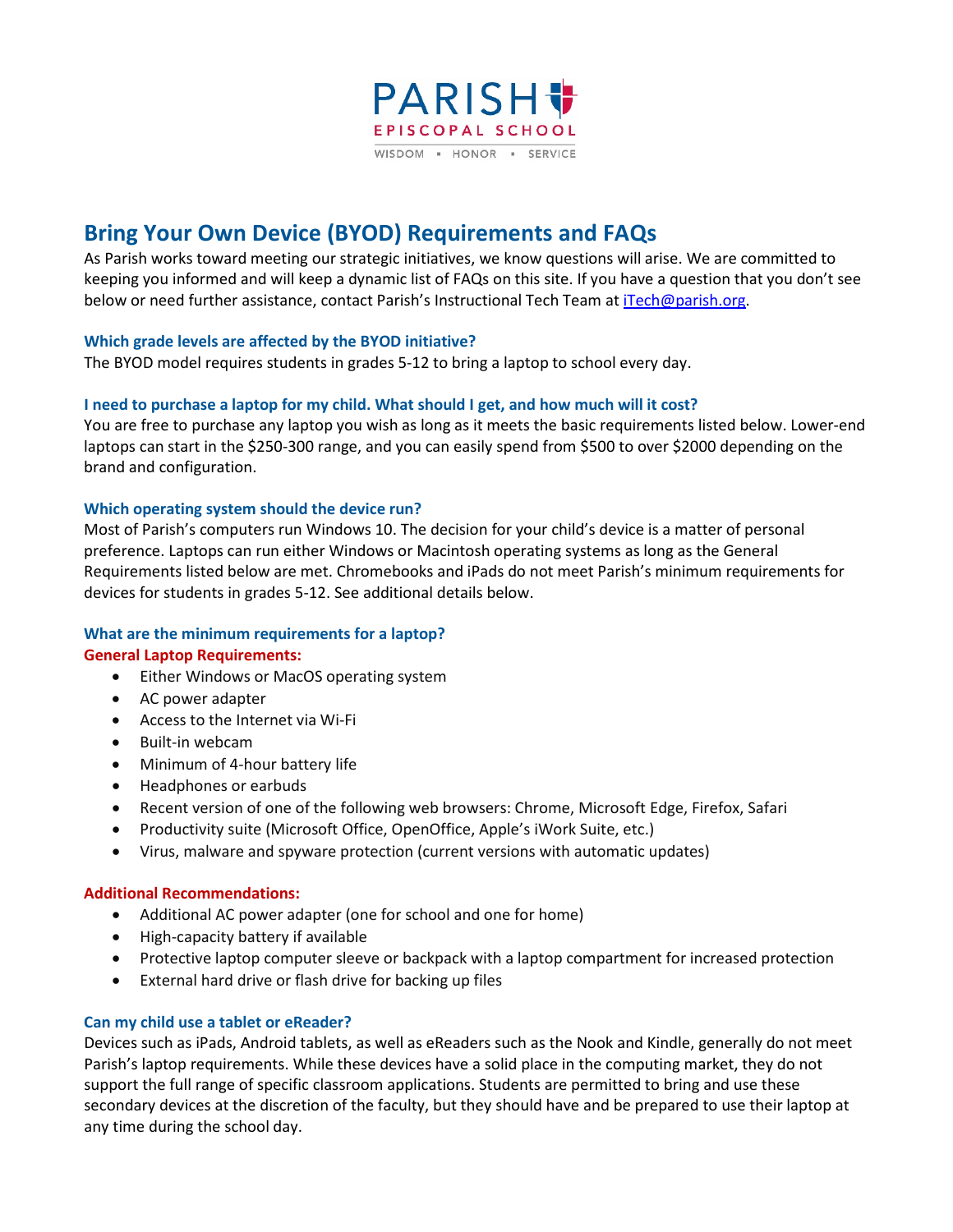PARISH EPISCOPAL SCHOOL

WISDOM ▪ HONOR ▪ SERVICE

# Bring Your Own Device (BYOD) Requirements and FAQs

As Parish works toward meeting our strategic initiatives, we know questions will arise. We are committed to keeping you informed and will keep a dynamic list of FAQs on this site. If you have a question that you don't see below or need further assistance, contact Parish's Instructional Tech Team at [iTech@parish.org](mailto:iTech@parish.org).

### Which grade levels are affected by the BYOD initiative?

The BYOD model requires students in grades 5-12 to bring a laptop to school every day.

### I need to purchase a laptop for my child. What should I get, and how much will it cost?

You are free to purchase any laptop you wish as long as it meets the basic requirements listed below. Lower-end laptops can start in the $250-300 range, and you can easily spend from $500 to over $2000 depending on the brand and configuration.

### Which operating system should the device run?

Most of Parish's computers run Windows 10. The decision for your child's device is a matter of personal preference. Laptops can run either Windows or Macintosh operating systems as long as the General Requirements listed below are met. Chromebooks and iPads do not meet Parish's minimum requirements for devices for students in grades 5-12. See additional details below.

### What are the minimum requirements for a laptop?

**General Laptop Requirements:**

- Either Windows or MacOS operating system
- AC power adapter
- Access to the Internet via Wi-Fi
- Built-in webcam
- Minimum of 4-hour battery life
- Headphones or earbuds
- Recent version of one of the following web browsers: Chrome, Microsoft Edge, Firefox, Safari
- Productivity suite (Microsoft Office, OpenOffice, Apple's iWork Suite, etc.)
- Virus, malware and spyware protection (current versions with automatic updates)

**Additional Recommendations:**

- Additional AC power adapter (one for school and one for home)
- High-capacity battery if available
- Protective laptop computer sleeve or backpack with a laptop compartment for increased protection
- External hard drive or flash drive for backing up files

### Can my child use a tablet or eReader?

Devices such as iPads, Android tablets, as well as eReaders such as the Nook and Kindle, generally do not meet Parish's laptop requirements. While these devices have a solid place in the computing market, they do not support the full range of specific classroom applications. Students are permitted to bring and use these secondary devices at the discretion of the faculty, but they should have and be prepared to use their laptop at any time during the school day.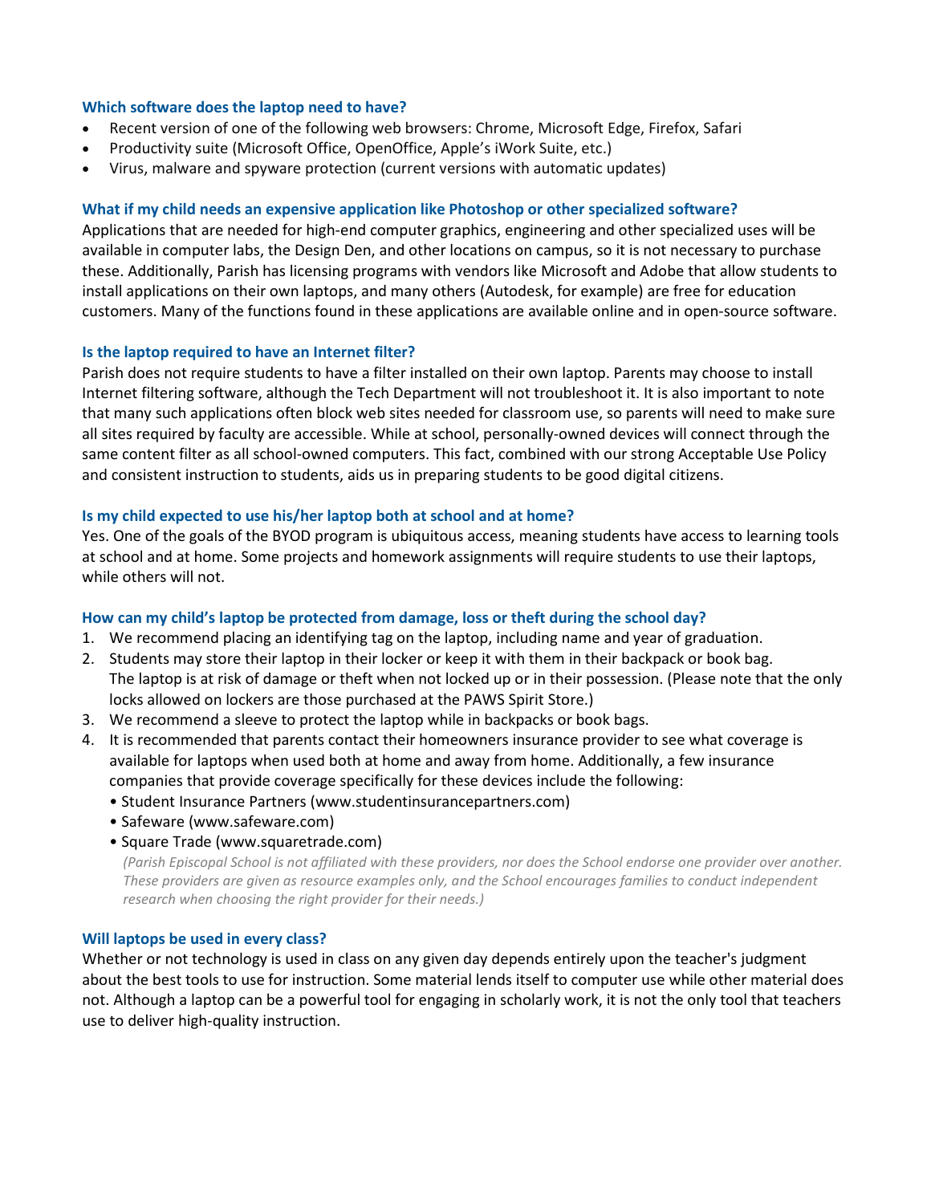### Which software does the laptop need to have?

- Recent version of one of the following web browsers: Chrome, Microsoft Edge, Firefox, Safari
- Productivity suite (Microsoft Office, OpenOffice, Apple's iWork Suite, etc.)
- Virus, malware and spyware protection (current versions with automatic updates)

### What if my child needs an expensive application like Photoshop or other specialized software?

Applications that are needed for high-end computer graphics, engineering and other specialized uses will be available in computer labs, the Design Den, and other locations on campus, so it is not necessary to purchase these. Additionally, Parish has licensing programs with vendors like Microsoft and Adobe that allow students to install applications on their own laptops, and many others (Autodesk, for example) are free for education customers. Many of the functions found in these applications are available online and in open-source software.

### Is the laptop required to have an Internet filter?

Parish does not require students to have a filter installed on their own laptop. Parents may choose to install Internet filtering software, although the Tech Department will not troubleshoot it. It is also important to note that many such applications often block web sites needed for classroom use, so parents will need to make sure all sites required by faculty are accessible. While at school, personally-owned devices will connect through the same content filter as all school-owned computers. This fact, combined with our strong Acceptable Use Policy and consistent instruction to students, aids us in preparing students to be good digital citizens.

### Is my child expected to use his/her laptop both at school and at home?

Yes. One of the goals of the BYOD program is ubiquitous access, meaning students have access to learning tools at school and at home. Some projects and homework assignments will require students to use their laptops, while others will not.

### How can my child's laptop be protected from damage, loss or theft during the school day?

1. We recommend placing an identifying tag on the laptop, including name and year of graduation.
2. Students may store their laptop in their locker or keep it with them in their backpack or book bag. The laptop is at risk of damage or theft when not locked up or in their possession. (Please note that the only locks allowed on lockers are those purchased at the PAWS Spirit Store.)
3. We recommend a sleeve to protect the laptop while in backpacks or book bags.
4. It is recommended that parents contact their homeowners insurance provider to see what coverage is available for laptops when used both at home and away from home. Additionally, a few insurance companies that provide coverage specifically for these devices include the following:
   - Student Insurance Partners (www.studentinsurancepartners.com)
   - Safeware (www.safeware.com)
   - Square Trade (www.squaretrade.com)

   *(Parish Episcopal School is not affiliated with these providers, nor does the School endorse one provider over another. These providers are given as resource examples only, and the School encourages families to conduct independent research when choosing the right provider for their needs.)*

### Will laptops be used in every class?

Whether or not technology is used in class on any given day depends entirely upon the teacher's judgment about the best tools to use for instruction. Some material lends itself to computer use while other material does not. Although a laptop can be a powerful tool for engaging in scholarly work, it is not the only tool that teachers use to deliver high-quality instruction.